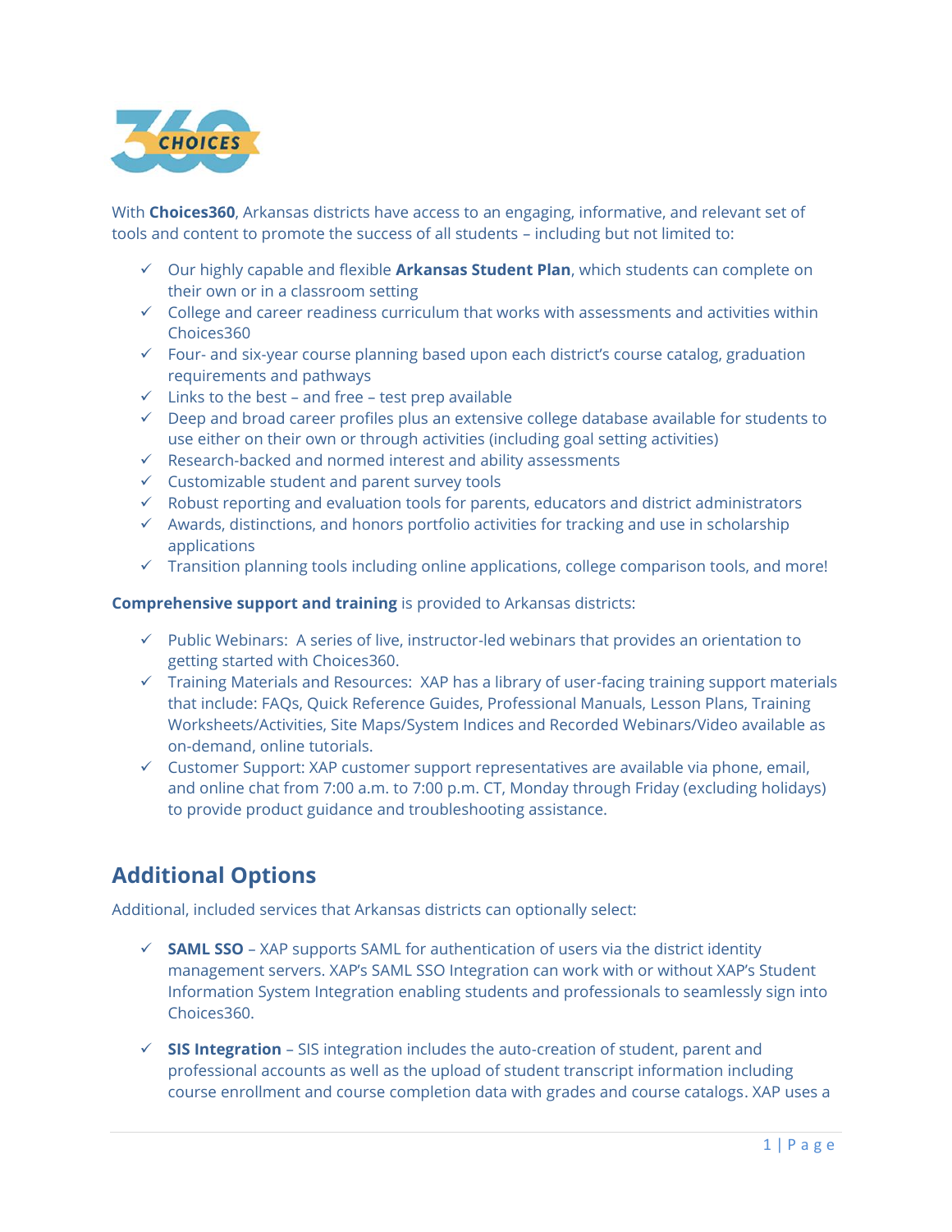With **Choices360**, Arkansas districts have access to an engaging, informative, and relevant set of tools and content to promote the success of all students – including but not limited to:

- ✓ Our highly capable and flexible **Arkansas Student Plan**, which students can complete on their own or in a classroom setting
- ✓ College and career readiness curriculum that works with assessments and activities within Choices360
- ✓ Four- and six-year course planning based upon each district's course catalog, graduation requirements and pathways
- ✓ Links to the best – and free – test prep available
- ✓ Deep and broad career profiles plus an extensive college database available for students to use either on their own or through activities (including goal setting activities)
- ✓ Research-backed and normed interest and ability assessments
- ✓ Customizable student and parent survey tools
- ✓ Robust reporting and evaluation tools for parents, educators and district administrators
- ✓ Awards, distinctions, and honors portfolio activities for tracking and use in scholarship applications
- ✓ Transition planning tools including online applications, college comparison tools, and more!

**Comprehensive support and training** is provided to Arkansas districts:

- ✓ Public Webinars: A series of live, instructor-led webinars that provides an orientation to getting started with Choices360.
- ✓ Training Materials and Resources: XAP has a library of user-facing training support materials that include: FAQs, Quick Reference Guides, Professional Manuals, Lesson Plans, Training Worksheets/Activities, Site Maps/System Indices and Recorded Webinars/Video available as on-demand, online tutorials.
- ✓ Customer Support: XAP customer support representatives are available via phone, email, and online chat from 7:00 a.m. to 7:00 p.m. CT, Monday through Friday (excluding holidays) to provide product guidance and troubleshooting assistance.

## Additional Options

Additional, included services that Arkansas districts can optionally select:

- ✓ **SAML SSO** – XAP supports SAML for authentication of users via the district identity management servers. XAP's SAML SSO Integration can work with or without XAP's Student Information System Integration enabling students and professionals to seamlessly sign into Choices360.

- ✓ **SIS Integration** – SIS integration includes the auto-creation of student, parent and professional accounts as well as the upload of student transcript information including course enrollment and course completion data with grades and course catalogs. XAP uses a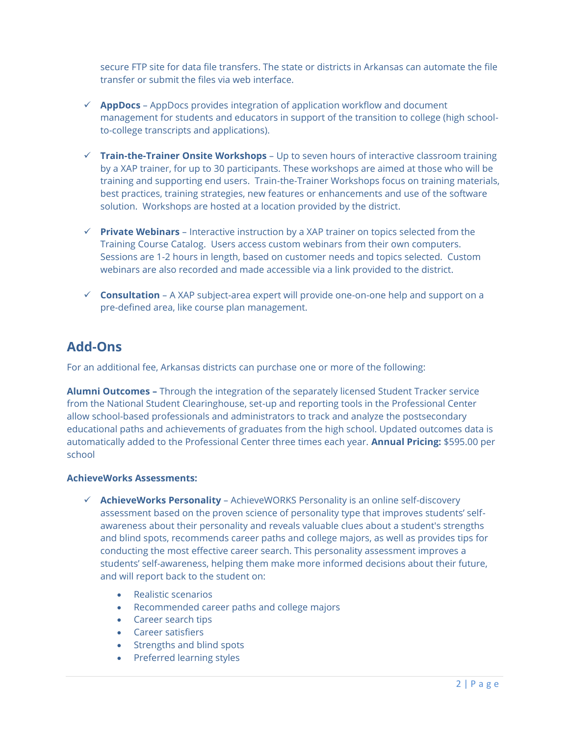secure FTP site for data file transfers. The state or districts in Arkansas can automate the file transfer or submit the files via web interface.

- ✓ **AppDocs** – AppDocs provides integration of application workflow and document management for students and educators in support of the transition to college (high school-to-college transcripts and applications).

- ✓ **Train-the-Trainer Onsite Workshops** – Up to seven hours of interactive classroom training by a XAP trainer, for up to 30 participants. These workshops are aimed at those who will be training and supporting end users. Train-the-Trainer Workshops focus on training materials, best practices, training strategies, new features or enhancements and use of the software solution. Workshops are hosted at a location provided by the district.

- ✓ **Private Webinars** – Interactive instruction by a XAP trainer on topics selected from the Training Course Catalog. Users access custom webinars from their own computers. Sessions are 1-2 hours in length, based on customer needs and topics selected. Custom webinars are also recorded and made accessible via a link provided to the district.

- ✓ **Consultation** – A XAP subject-area expert will provide one-on-one help and support on a pre-defined area, like course plan management.

## Add-Ons

For an additional fee, Arkansas districts can purchase one or more of the following:

**Alumni Outcomes –** Through the integration of the separately licensed Student Tracker service from the National Student Clearinghouse, set-up and reporting tools in the Professional Center allow school-based professionals and administrators to track and analyze the postsecondary educational paths and achievements of graduates from the high school. Updated outcomes data is automatically added to the Professional Center three times each year. **Annual Pricing:** $595.00 per school

**AchieveWorks Assessments:**

- ✓ **AchieveWorks Personality** – AchieveWORKS Personality is an online self-discovery assessment based on the proven science of personality type that improves students' self-awareness about their personality and reveals valuable clues about a student's strengths and blind spots, recommends career paths and college majors, as well as provides tips for conducting the most effective career search. This personality assessment improves a students' self-awareness, helping them make more informed decisions about their future, and will report back to the student on:
  - Realistic scenarios
  - Recommended career paths and college majors
  - Career search tips
  - Career satisfiers
  - Strengths and blind spots
  - Preferred learning styles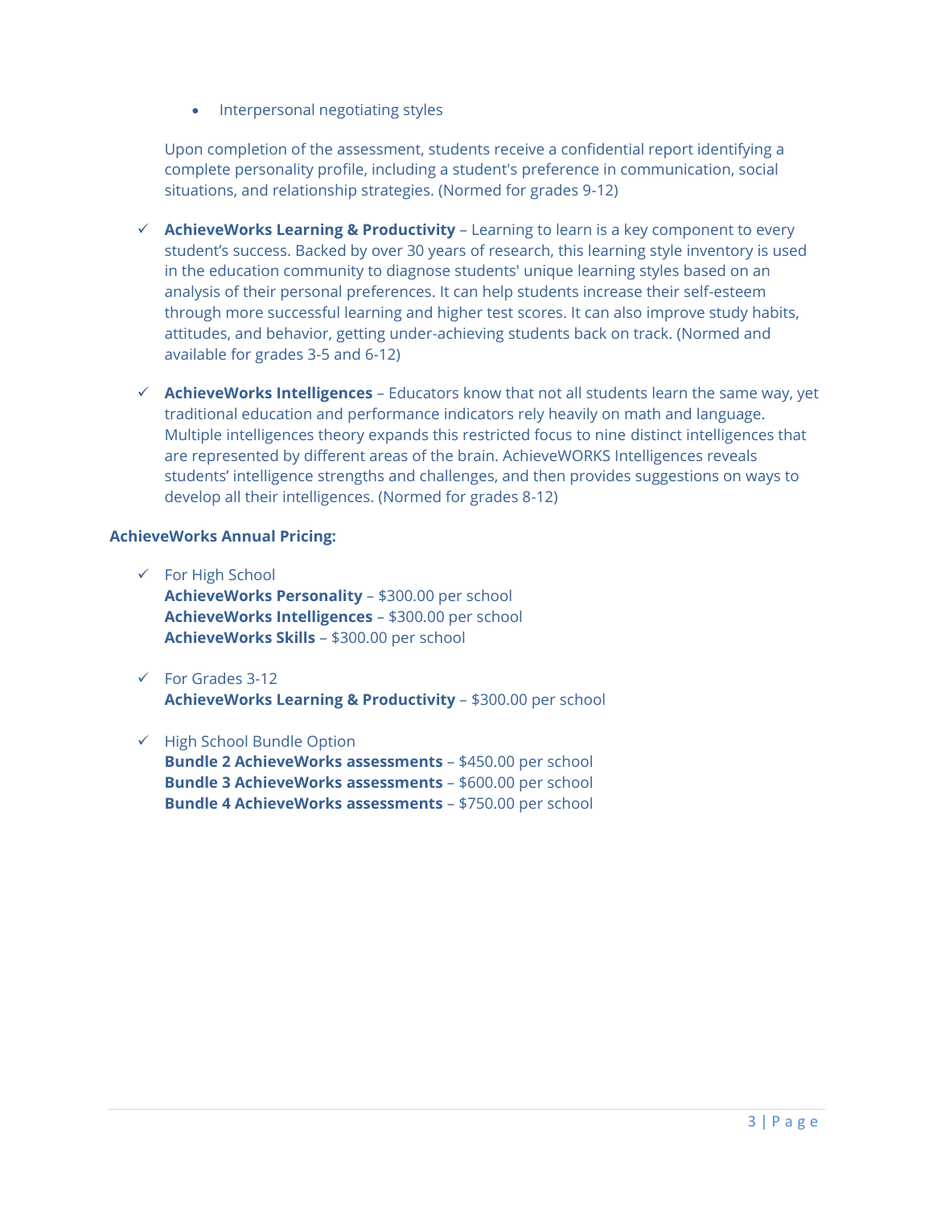- Interpersonal negotiating styles

Upon completion of the assessment, students receive a confidential report identifying a complete personality profile, including a student's preference in communication, social situations, and relationship strategies. (Normed for grades 9-12)

- ✓ **AchieveWorks Learning & Productivity** – Learning to learn is a key component to every student's success. Backed by over 30 years of research, this learning style inventory is used in the education community to diagnose students' unique learning styles based on an analysis of their personal preferences. It can help students increase their self-esteem through more successful learning and higher test scores. It can also improve study habits, attitudes, and behavior, getting under-achieving students back on track. (Normed and available for grades 3-5 and 6-12)

- ✓ **AchieveWorks Intelligences** – Educators know that not all students learn the same way, yet traditional education and performance indicators rely heavily on math and language. Multiple intelligences theory expands this restricted focus to nine distinct intelligences that are represented by different areas of the brain. AchieveWORKS Intelligences reveals students' intelligence strengths and challenges, and then provides suggestions on ways to develop all their intelligences. (Normed for grades 8-12)

**AchieveWorks Annual Pricing:**

- ✓ For High School
  **AchieveWorks Personality** – $300.00 per school
  **AchieveWorks Intelligences** – $300.00 per school
  **AchieveWorks Skills** – $300.00 per school

- ✓ For Grades 3-12
  **AchieveWorks Learning & Productivity** – $300.00 per school

- ✓ High School Bundle Option
  **Bundle 2 AchieveWorks assessments** – $450.00 per school
  **Bundle 3 AchieveWorks assessments** – $600.00 per school
  **Bundle 4 AchieveWorks assessments** – $750.00 per school